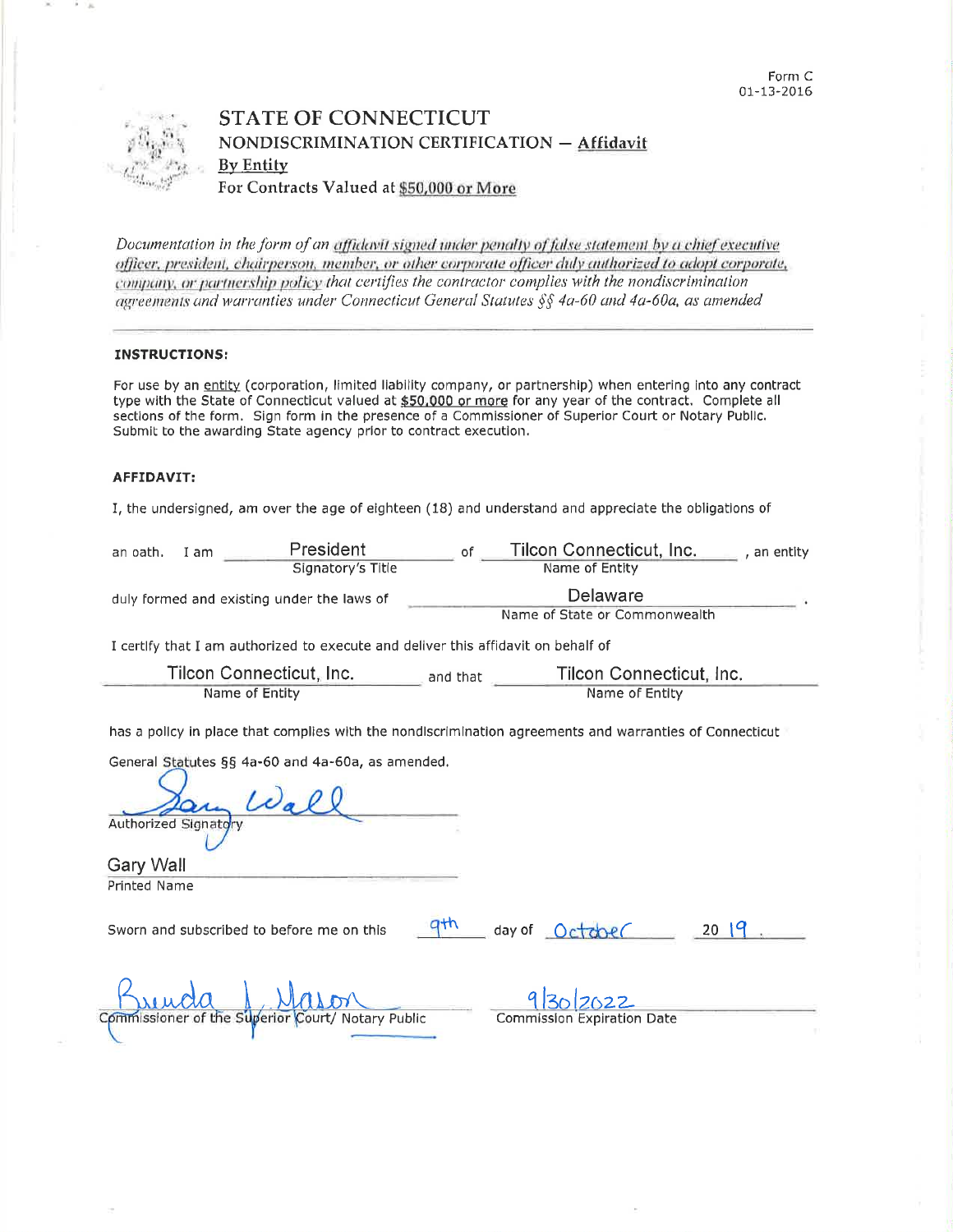Form C
01-13-2016

# STATE OF CONNECTICUT

## NONDISCRIMINATION CERTIFICATION — Affidavit

**By Entity**

**For Contracts Valued at $50,000 or More**

*Documentation in the form of an affidavit signed under penalty of false statement by a chief executive officer, president, chairperson, member, or other corporate officer duly authorized to adopt corporate, company, or partnership policy that certifies the contractor complies with the nondiscrimination agreements and warranties under Connecticut General Statutes §§ 4a-60 and 4a-60a, as amended*

---

**INSTRUCTIONS:**

For use by an entity (corporation, limited liability company, or partnership) when entering into any contract type with the State of Connecticut valued at $50,000 or more for any year of the contract. Complete all sections of the form. Sign form in the presence of a Commissioner of Superior Court or Notary Public. Submit to the awarding State agency prior to contract execution.

**AFFIDAVIT:**

I, the undersigned, am over the age of eighteen (18) and understand and appreciate the obligations of an oath. I am President (Signatory's Title) of Tilcon Connecticut, Inc. (Name of Entity), an entity duly formed and existing under the laws of Delaware (Name of State or Commonwealth).

I certify that I am authorized to execute and deliver this affidavit on behalf of Tilcon Connecticut, Inc. (Name of Entity) and that Tilcon Connecticut, Inc. (Name of Entity) has a policy in place that complies with the nondiscrimination agreements and warranties of Connecticut General Statutes §§ 4a-60 and 4a-60a, as amended.

Gary Wall (signature)
Authorized Signatory

Gary Wall
Printed Name

Sworn and subscribed to before me on this 9th day of October 20 19.

Brenda L. Mason (signature)
Commissioner of the Superior Court/ Notary Public

9/30/2022
Commission Expiration Date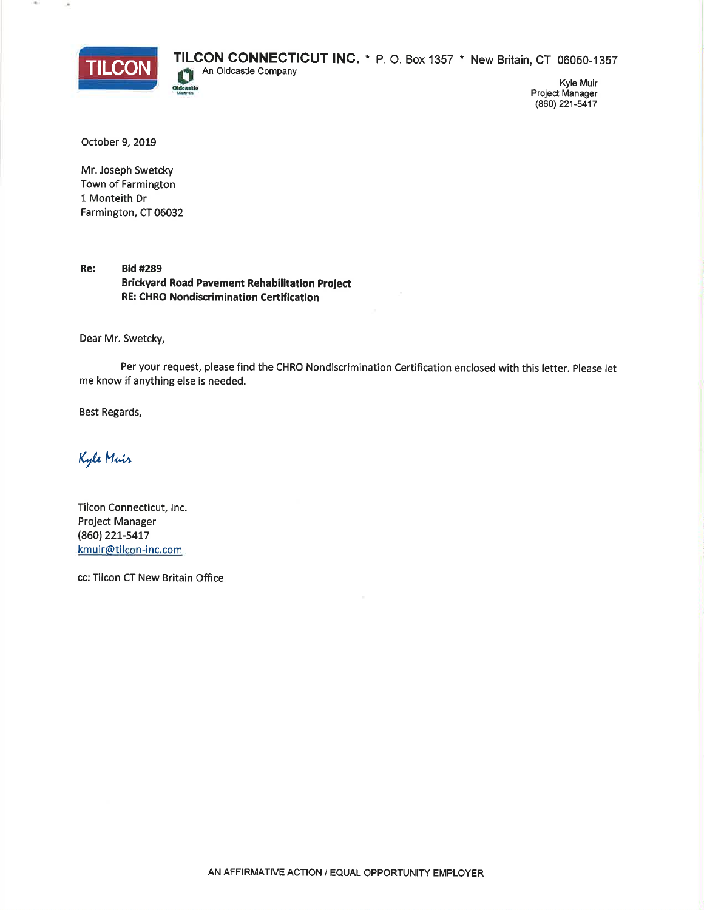**TILCON CONNECTICUT INC.** * P. O. Box 1357 * New Britain, CT 06050-1357
An Oldcastle Company

Kyle Muir
Project Manager
(860) 221-5417

October 9, 2019

Mr. Joseph Swetcky
Town of Farmington
1 Monteith Dr
Farmington, CT 06032

**Re:** **Bid #289**
**Brickyard Road Pavement Rehabilitation Project**
**RE: CHRO Nondiscrimination Certification**

Dear Mr. Swetcky,

Per your request, please find the CHRO Nondiscrimination Certification enclosed with this letter. Please let me know if anything else is needed.

Best Regards,

*Kyle Muir*

Tilcon Connecticut, Inc.
Project Manager
(860) 221-5417
kmuir@tilcon-inc.com

cc: Tilcon CT New Britain Office

AN AFFIRMATIVE ACTION / EQUAL OPPORTUNITY EMPLOYER